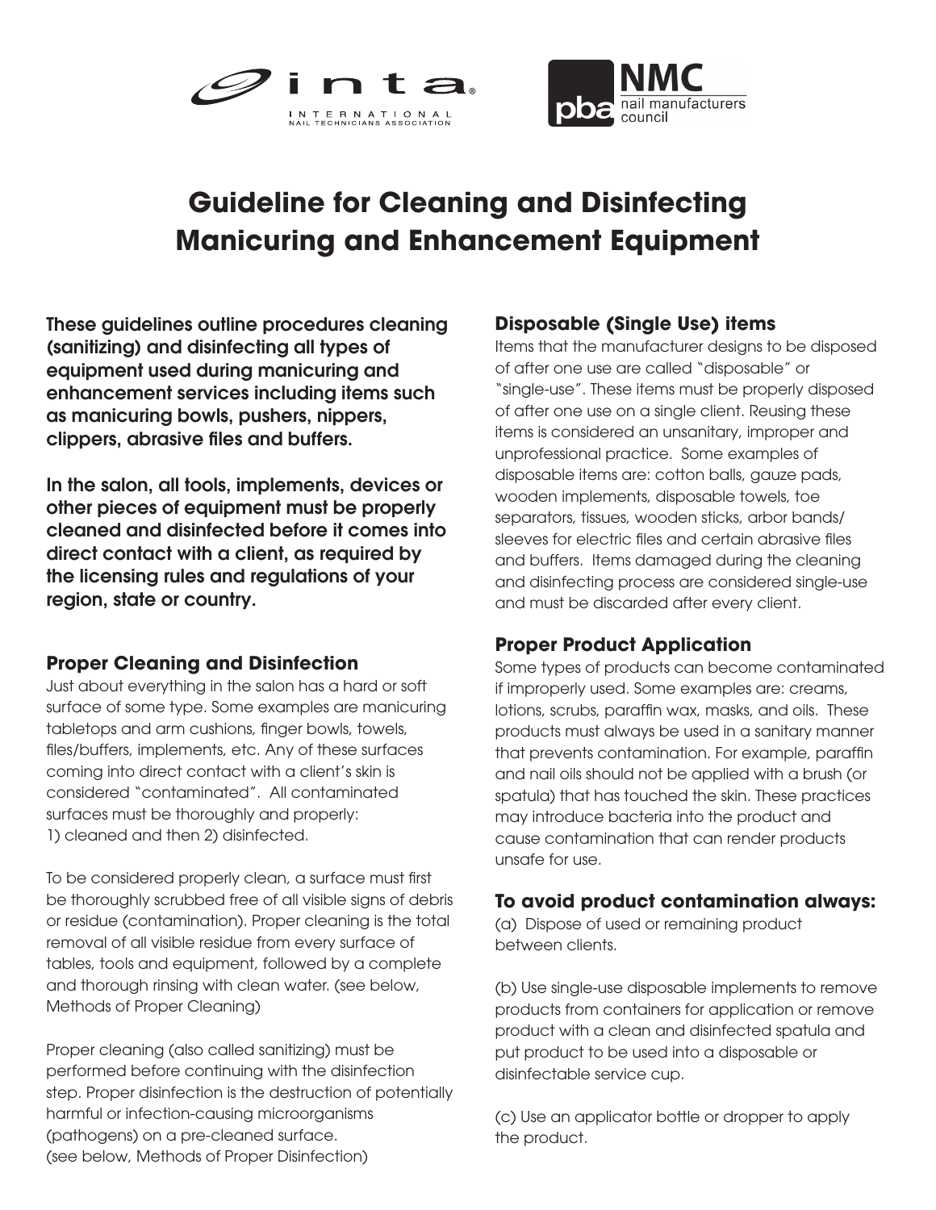inta INTERNATIONAL NAIL TECHNICIANS ASSOCIATION

pba NMC nail manufacturers council

# Guideline for Cleaning and Disinfecting Manicuring and Enhancement Equipment

**These guidelines outline procedures cleaning (sanitizing) and disinfecting all types of equipment used during manicuring and enhancement services including items such as manicuring bowls, pushers, nippers, clippers, abrasive files and buffers.**

**In the salon, all tools, implements, devices or other pieces of equipment must be properly cleaned and disinfected before it comes into direct contact with a client, as required by the licensing rules and regulations of your region, state or country.**

## Proper Cleaning and Disinfection

Just about everything in the salon has a hard or soft surface of some type. Some examples are manicuring tabletops and arm cushions, finger bowls, towels, files/buffers, implements, etc. Any of these surfaces coming into direct contact with a client's skin is considered "contaminated". All contaminated surfaces must be thoroughly and properly:
1) cleaned and then 2) disinfected.

To be considered properly clean, a surface must first be thoroughly scrubbed free of all visible signs of debris or residue (contamination). Proper cleaning is the total removal of all visible residue from every surface of tables, tools and equipment, followed by a complete and thorough rinsing with clean water. (see below, Methods of Proper Cleaning)

Proper cleaning (also called sanitizing) must be performed before continuing with the disinfection step. Proper disinfection is the destruction of potentially harmful or infection-causing microorganisms (pathogens) on a pre-cleaned surface.
(see below, Methods of Proper Disinfection)

## Disposable (Single Use) items

Items that the manufacturer designs to be disposed of after one use are called "disposable" or "single-use". These items must be properly disposed of after one use on a single client. Reusing these items is considered an unsanitary, improper and unprofessional practice. Some examples of disposable items are: cotton balls, gauze pads, wooden implements, disposable towels, toe separators, tissues, wooden sticks, arbor bands/sleeves for electric files and certain abrasive files and buffers. Items damaged during the cleaning and disinfecting process are considered single-use and must be discarded after every client.

## Proper Product Application

Some types of products can become contaminated if improperly used. Some examples are: creams, lotions, scrubs, paraffin wax, masks, and oils. These products must always be used in a sanitary manner that prevents contamination. For example, paraffin and nail oils should not be applied with a brush (or spatula) that has touched the skin. These practices may introduce bacteria into the product and cause contamination that can render products unsafe for use.

## To avoid product contamination always:

(a) Dispose of used or remaining product between clients.

(b) Use single-use disposable implements to remove products from containers for application or remove product with a clean and disinfected spatula and put product to be used into a disposable or disinfectable service cup.

(c) Use an applicator bottle or dropper to apply the product.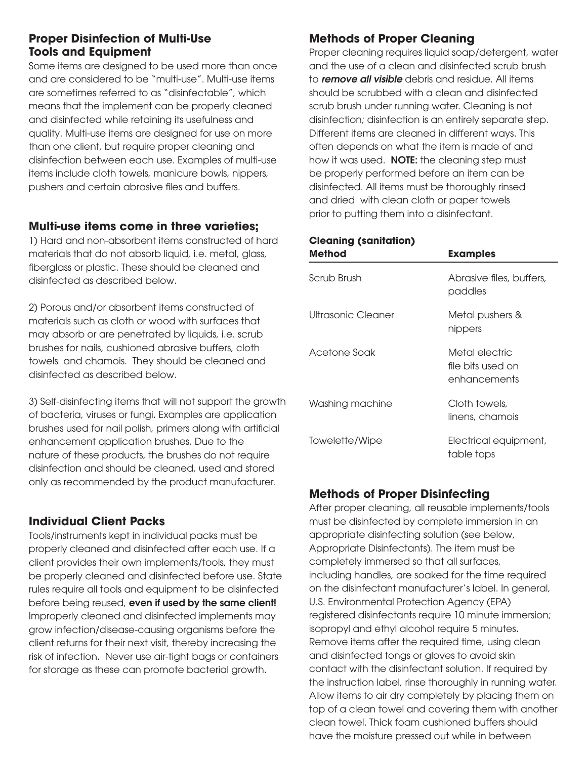## Proper Disinfection of Multi-Use Tools and Equipment

Some items are designed to be used more than once and are considered to be "multi-use". Multi-use items are sometimes referred to as "disinfectable", which means that the implement can be properly cleaned and disinfected while retaining its usefulness and quality. Multi-use items are designed for use on more than one client, but require proper cleaning and disinfection between each use. Examples of multi-use items include cloth towels, manicure bowls, nippers, pushers and certain abrasive files and buffers.

## Multi-use items come in three varieties;

1) Hard and non-absorbent items constructed of hard materials that do not absorb liquid, i.e. metal, glass, fiberglass or plastic. These should be cleaned and disinfected as described below.

2) Porous and/or absorbent items constructed of materials such as cloth or wood with surfaces that may absorb or are penetrated by liquids, i.e. scrub brushes for nails, cushioned abrasive buffers, cloth towels and chamois. They should be cleaned and disinfected as described below.

3) Self-disinfecting items that will not support the growth of bacteria, viruses or fungi. Examples are application brushes used for nail polish, primers along with artificial enhancement application brushes. Due to the nature of these products, the brushes do not require disinfection and should be cleaned, used and stored only as recommended by the product manufacturer.

## Individual Client Packs

Tools/instruments kept in individual packs must be properly cleaned and disinfected after each use. If a client provides their own implements/tools, they must be properly cleaned and disinfected before use. State rules require all tools and equipment to be disinfected before being reused, **even if used by the same client!** Improperly cleaned and disinfected implements may grow infection/disease-causing organisms before the client returns for their next visit, thereby increasing the risk of infection. Never use air-tight bags or containers for storage as these can promote bacterial growth.

## Methods of Proper Cleaning

Proper cleaning requires liquid soap/detergent, water and the use of a clean and disinfected scrub brush to ***remove all visible*** debris and residue. All items should be scrubbed with a clean and disinfected scrub brush under running water. Cleaning is not disinfection; disinfection is an entirely separate step. Different items are cleaned in different ways. This often depends on what the item is made of and how it was used. **NOTE:** the cleaning step must be properly performed before an item can be disinfected. All items must be thoroughly rinsed and dried with clean cloth or paper towels prior to putting them into a disinfectant.

| Cleaning (sanitation) Method | Examples |
|---|---|
| Scrub Brush | Abrasive files, buffers, paddles |
| Ultrasonic Cleaner | Metal pushers & nippers |
| Acetone Soak | Metal electric file bits used on enhancements |
| Washing machine | Cloth towels, linens, chamois |
| Towelette/Wipe | Electrical equipment, table tops |

## Methods of Proper Disinfecting

After proper cleaning, all reusable implements/tools must be disinfected by complete immersion in an appropriate disinfecting solution (see below, Appropriate Disinfectants). The item must be completely immersed so that all surfaces, including handles, are soaked for the time required on the disinfectant manufacturer's label. In general, U.S. Environmental Protection Agency (EPA) registered disinfectants require 10 minute immersion; isopropyl and ethyl alcohol require 5 minutes. Remove items after the required time, using clean and disinfected tongs or gloves to avoid skin contact with the disinfectant solution. If required by the instruction label, rinse thoroughly in running water. Allow items to air dry completely by placing them on top of a clean towel and covering them with another clean towel. Thick foam cushioned buffers should have the moisture pressed out while in between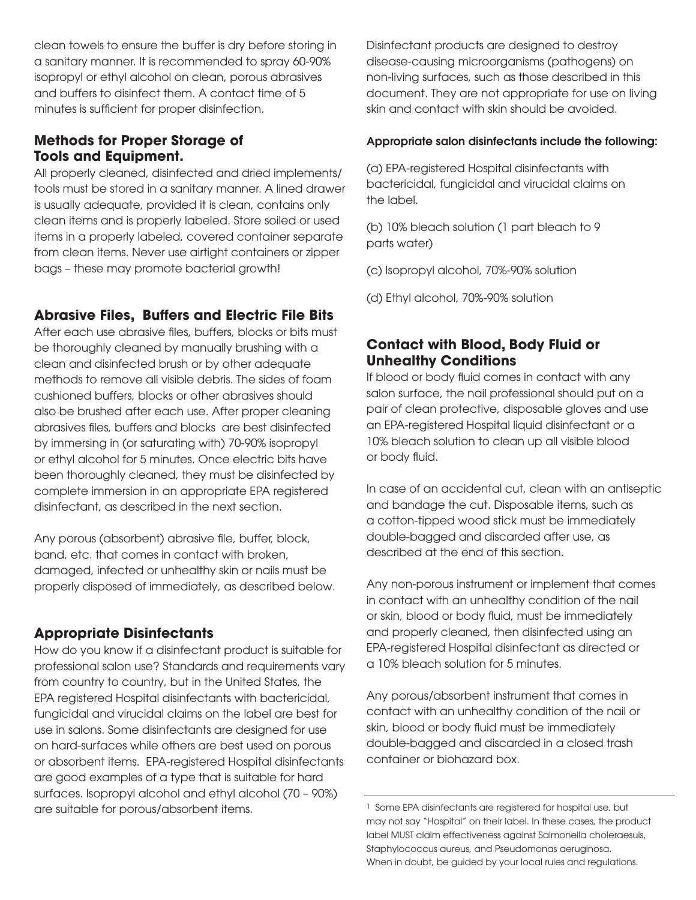clean towels to ensure the buffer is dry before storing in a sanitary manner. It is recommended to spray 60-90% isopropyl or ethyl alcohol on clean, porous abrasives and buffers to disinfect them. A contact time of 5 minutes is sufficient for proper disinfection.

## Methods for Proper Storage of Tools and Equipment.

All properly cleaned, disinfected and dried implements/ tools must be stored in a sanitary manner. A lined drawer is usually adequate, provided it is clean, contains only clean items and is properly labeled. Store soiled or used items in a properly labeled, covered container separate from clean items. Never use airtight containers or zipper bags – these may promote bacterial growth!

## Abrasive Files, Buffers and Electric File Bits

After each use abrasive files, buffers, blocks or bits must be thoroughly cleaned by manually brushing with a clean and disinfected brush or by other adequate methods to remove all visible debris. The sides of foam cushioned buffers, blocks or other abrasives should also be brushed after each use. After proper cleaning abrasives files, buffers and blocks are best disinfected by immersing in (or saturating with) 70-90% isopropyl or ethyl alcohol for 5 minutes. Once electric bits have been thoroughly cleaned, they must be disinfected by complete immersion in an appropriate EPA registered disinfectant, as described in the next section.

Any porous (absorbent) abrasive file, buffer, block, band, etc. that comes in contact with broken, damaged, infected or unhealthy skin or nails must be properly disposed of immediately, as described below.

## Appropriate Disinfectants

How do you know if a disinfectant product is suitable for professional salon use? Standards and requirements vary from country to country, but in the United States, the EPA registered Hospital disinfectants with bactericidal, fungicidal and virucidal claims on the label are best for use in salons. Some disinfectants are designed for use on hard-surfaces while others are best used on porous or absorbent items. EPA-registered Hospital disinfectants are good examples of a type that is suitable for hard surfaces. Isopropyl alcohol and ethyl alcohol (70 – 90%) are suitable for porous/absorbent items.

Disinfectant products are designed to destroy disease-causing microorganisms (pathogens) on non-living surfaces, such as those described in this document. They are not appropriate for use on living skin and contact with skin should be avoided.

**Appropriate salon disinfectants include the following:**

(a) EPA-registered Hospital disinfectants with bactericidal, fungicidal and virucidal claims on the label.

(b) 10% bleach solution (1 part bleach to 9 parts water)

(c) Isopropyl alcohol, 70%-90% solution

(d) Ethyl alcohol, 70%-90% solution

## Contact with Blood, Body Fluid or Unhealthy Conditions

If blood or body fluid comes in contact with any salon surface, the nail professional should put on a pair of clean protective, disposable gloves and use an EPA-registered Hospital liquid disinfectant or a 10% bleach solution to clean up all visible blood or body fluid.

In case of an accidental cut, clean with an antiseptic and bandage the cut. Disposable items, such as a cotton-tipped wood stick must be immediately double-bagged and discarded after use, as described at the end of this section.

Any non-porous instrument or implement that comes in contact with an unhealthy condition of the nail or skin, blood or body fluid, must be immediately and properly cleaned, then disinfected using an EPA-registered Hospital disinfectant as directed or a 10% bleach solution for 5 minutes.

Any porous/absorbent instrument that comes in contact with an unhealthy condition of the nail or skin, blood or body fluid must be immediately double-bagged and discarded in a closed trash container or biohazard box.

---

[1] Some EPA disinfectants are registered for hospital use, but may not say "Hospital" on their label. In these cases, the product label MUST claim effectiveness against Salmonella choleraesuis, Staphylococcus aureus, and Pseudomonas aeruginosa. When in doubt, be guided by your local rules and regulations.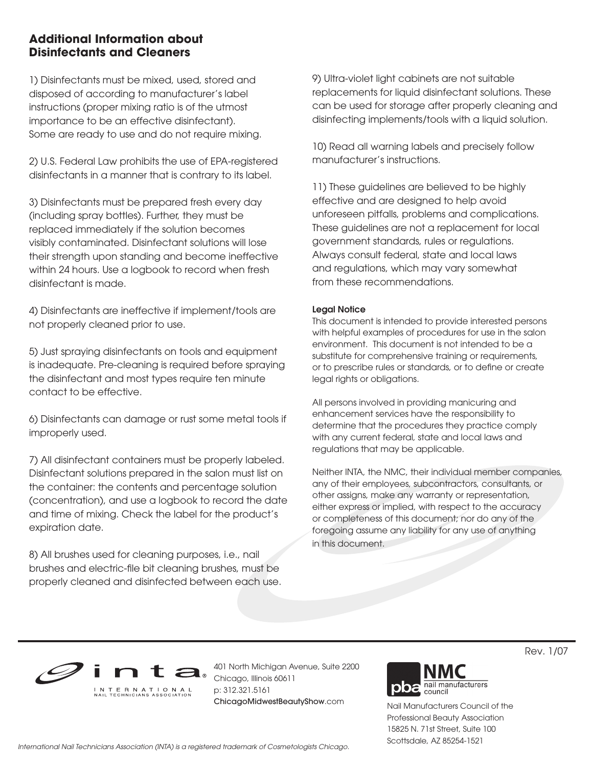## Additional Information about Disinfectants and Cleaners

1) Disinfectants must be mixed, used, stored and disposed of according to manufacturer's label instructions (proper mixing ratio is of the utmost importance to be an effective disinfectant). Some are ready to use and do not require mixing.

2) U.S. Federal Law prohibits the use of EPA-registered disinfectants in a manner that is contrary to its label.

3) Disinfectants must be prepared fresh every day (including spray bottles). Further, they must be replaced immediately if the solution becomes visibly contaminated. Disinfectant solutions will lose their strength upon standing and become ineffective within 24 hours. Use a logbook to record when fresh disinfectant is made.

4) Disinfectants are ineffective if implement/tools are not properly cleaned prior to use.

5) Just spraying disinfectants on tools and equipment is inadequate. Pre-cleaning is required before spraying the disinfectant and most types require ten minute contact to be effective.

6) Disinfectants can damage or rust some metal tools if improperly used.

7) All disinfectant containers must be properly labeled. Disinfectant solutions prepared in the salon must list on the container: the contents and percentage solution (concentration), and use a logbook to record the date and time of mixing. Check the label for the product's expiration date.

8) All brushes used for cleaning purposes, i.e., nail brushes and electric-file bit cleaning brushes, must be properly cleaned and disinfected between each use.

9) Ultra-violet light cabinets are not suitable replacements for liquid disinfectant solutions. These can be used for storage after properly cleaning and disinfecting implements/tools with a liquid solution.

10) Read all warning labels and precisely follow manufacturer's instructions.

11) These guidelines are believed to be highly effective and are designed to help avoid unforeseen pitfalls, problems and complications. These guidelines are not a replacement for local government standards, rules or regulations. Always consult federal, state and local laws and regulations, which may vary somewhat from these recommendations.

**Legal Notice**

This document is intended to provide interested persons with helpful examples of procedures for use in the salon environment. This document is not intended to be a substitute for comprehensive training or requirements, or to prescribe rules or standards, or to define or create legal rights or obligations.

All persons involved in providing manicuring and enhancement services have the responsibility to determine that the procedures they practice comply with any current federal, state and local laws and regulations that may be applicable.

Neither INTA, the NMC, their individual member companies, any of their employees, subcontractors, consultants, or other assigns, make any warranty or representation, either express or implied, with respect to the accuracy or completeness of this document; nor do any of the foregoing assume any liability for any use of anything in this document.

Rev. 1/07

inta®
INTERNATIONAL NAIL TECHNICIANS ASSOCIATION

401 North Michigan Avenue, Suite 2200
Chicago, Illinois 60611
p: 312.321.5161
ChicagoMidwestBeautyShow.com

pba NMC nail manufacturers council

Nail Manufacturers Council of the Professional Beauty Association
15825 N. 71st Street, Suite 100
Scottsdale, AZ 85254-1521

*International Nail Technicians Association (INTA) is a registered trademark of Cosmetologists Chicago.*